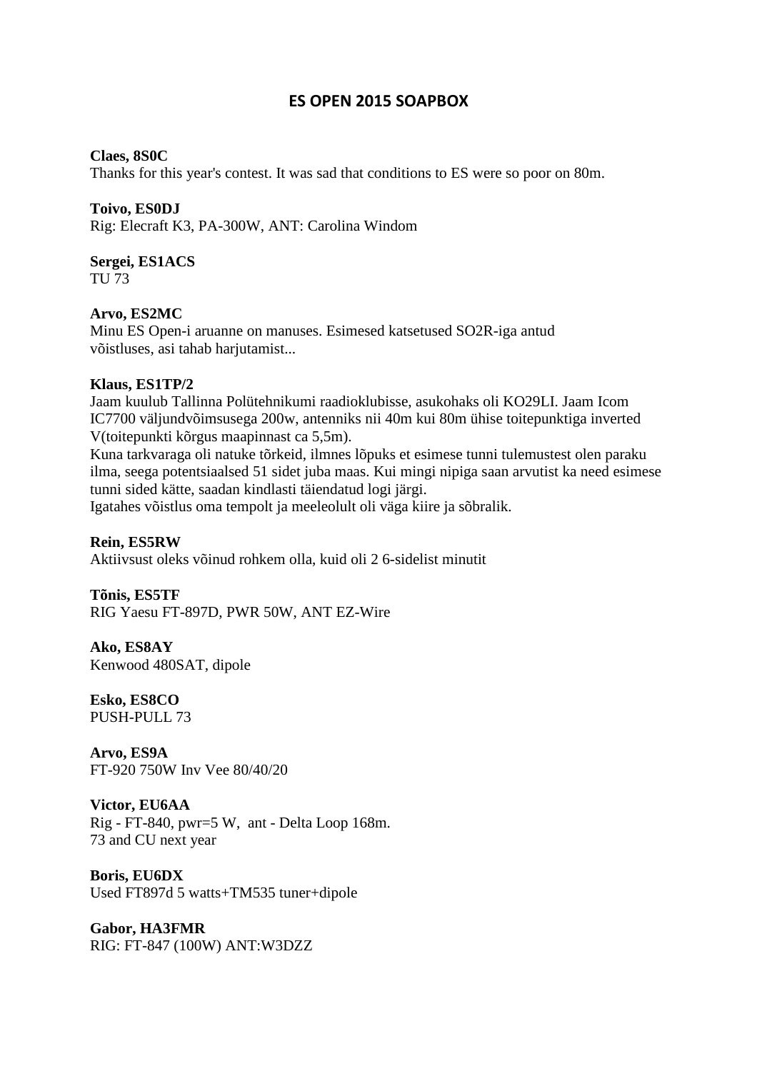# ES OPEN 2015 SOAPBOX

**Claes, 8S0C**
Thanks for this year's contest. It was sad that conditions to ES were so poor on 80m.

**Toivo, ES0DJ**
Rig: Elecraft K3, PA-300W, ANT: Carolina Windom

**Sergei, ES1ACS**
TU 73

**Arvo, ES2MC**
Minu ES Open-i aruanne on manuses. Esimesed katsetused SO2R-iga antud võistluses, asi tahab harjutamist...

**Klaus, ES1TP/2**
Jaam kuulub Tallinna Polütehnikumi raadioklubisse, asukohaks oli KO29LI. Jaam Icom IC7700 väljundvõimsusega 200w, antenniks nii 40m kui 80m ühise toitepunktiga inverted V(toitepunkti kõrgus maapinnast ca 5,5m).
Kuna tarkvaraga oli natuke tõrkeid, ilmnes lõpuks et esimese tunni tulemustest olen paraku ilma, seega potentsiaalsed 51 sidet juba maas. Kui mingi nipiga saan arvutist ka need esimese tunni sided kätte, saadan kindlasti täiendatud logi järgi.
Igatahes võistlus oma tempolt ja meeleolult oli väga kiire ja sõbralik.

**Rein, ES5RW**
Aktiivsust oleks võinud rohkem olla, kuid oli 2 6-sidelist minutit

**Tõnis, ES5TF**
RIG Yaesu FT-897D, PWR 50W, ANT EZ-Wire

**Ako, ES8AY**
Kenwood 480SAT, dipole

**Esko, ES8CO**
PUSH-PULL 73

**Arvo, ES9A**
FT-920 750W Inv Vee 80/40/20

**Victor, EU6AA**
Rig - FT-840, pwr=5 W, ant - Delta Loop 168m.
73 and CU next year

**Boris, EU6DX**
Used FT897d 5 watts+TM535 tuner+dipole

**Gabor, HA3FMR**
RIG: FT-847 (100W) ANT:W3DZZ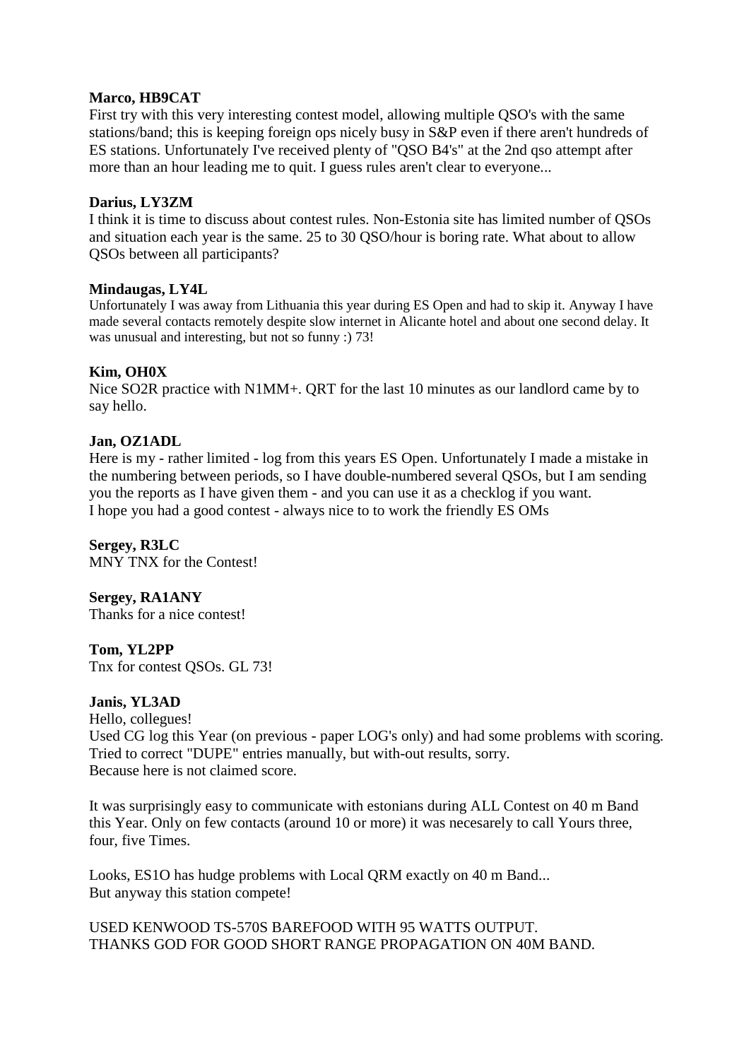**Marco, HB9CAT**
First try with this very interesting contest model, allowing multiple QSO's with the same stations/band; this is keeping foreign ops nicely busy in S&P even if there aren't hundreds of ES stations. Unfortunately I've received plenty of "QSO B4's" at the 2nd qso attempt after more than an hour leading me to quit. I guess rules aren't clear to everyone...

**Darius, LY3ZM**
I think it is time to discuss about contest rules. Non-Estonia site has limited number of QSOs and situation each year is the same. 25 to 30 QSO/hour is boring rate. What about to allow QSOs between all participants?

**Mindaugas, LY4L**
Unfortunately I was away from Lithuania this year during ES Open and had to skip it. Anyway I have made several contacts remotely despite slow internet in Alicante hotel and about one second delay. It was unusual and interesting, but not so funny :) 73!

**Kim, OH0X**
Nice SO2R practice with N1MM+. QRT for the last 10 minutes as our landlord came by to say hello.

**Jan, OZ1ADL**
Here is my - rather limited - log from this years ES Open. Unfortunately I made a mistake in the numbering between periods, so I have double-numbered several QSOs, but I am sending you the reports as I have given them - and you can use it as a checklog if you want.
I hope you had a good contest - always nice to to work the friendly ES OMs

**Sergey, R3LC**
MNY TNX for the Contest!

**Sergey, RA1ANY**
Thanks for a nice contest!

**Tom, YL2PP**
Tnx for contest QSOs. GL 73!

**Janis, YL3AD**
Hello, collegues!
Used CG log this Year (on previous - paper LOG's only) and had some problems with scoring. Tried to correct "DUPE" entries manually, but with-out results, sorry.
Because here is not claimed score.

It was surprisingly easy to communicate with estonians during ALL Contest on 40 m Band this Year. Only on few contacts (around 10 or more) it was necesarely to call Yours three, four, five Times.

Looks, ES1O has hudge problems with Local QRM exactly on 40 m Band...
But anyway this station compete!

USED KENWOOD TS-570S BAREFOOD WITH 95 WATTS OUTPUT.
THANKS GOD FOR GOOD SHORT RANGE PROPAGATION ON 40M BAND.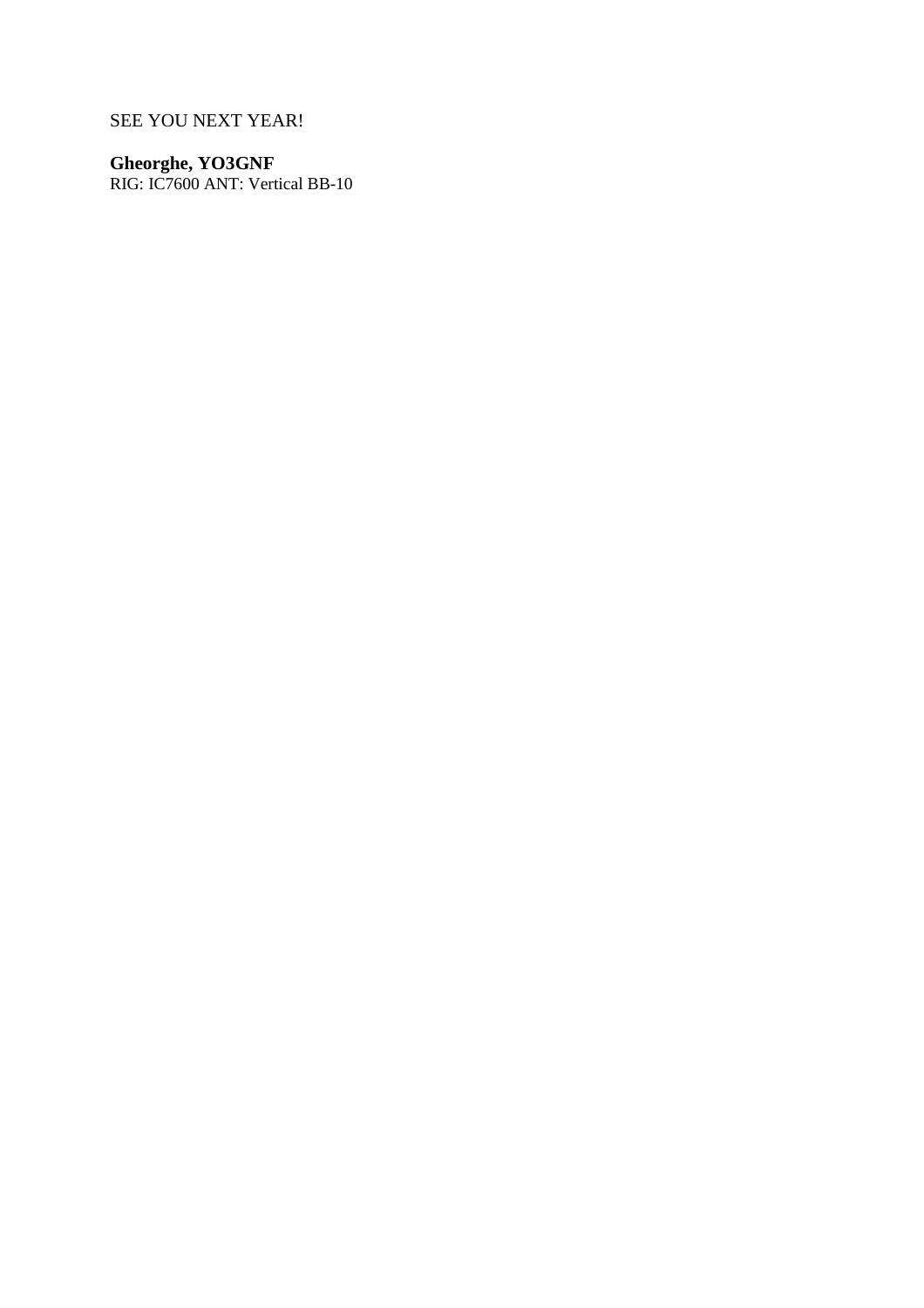SEE YOU NEXT YEAR!

**Gheorghe, YO3GNF**
RIG: IC7600 ANT: Vertical BB-10